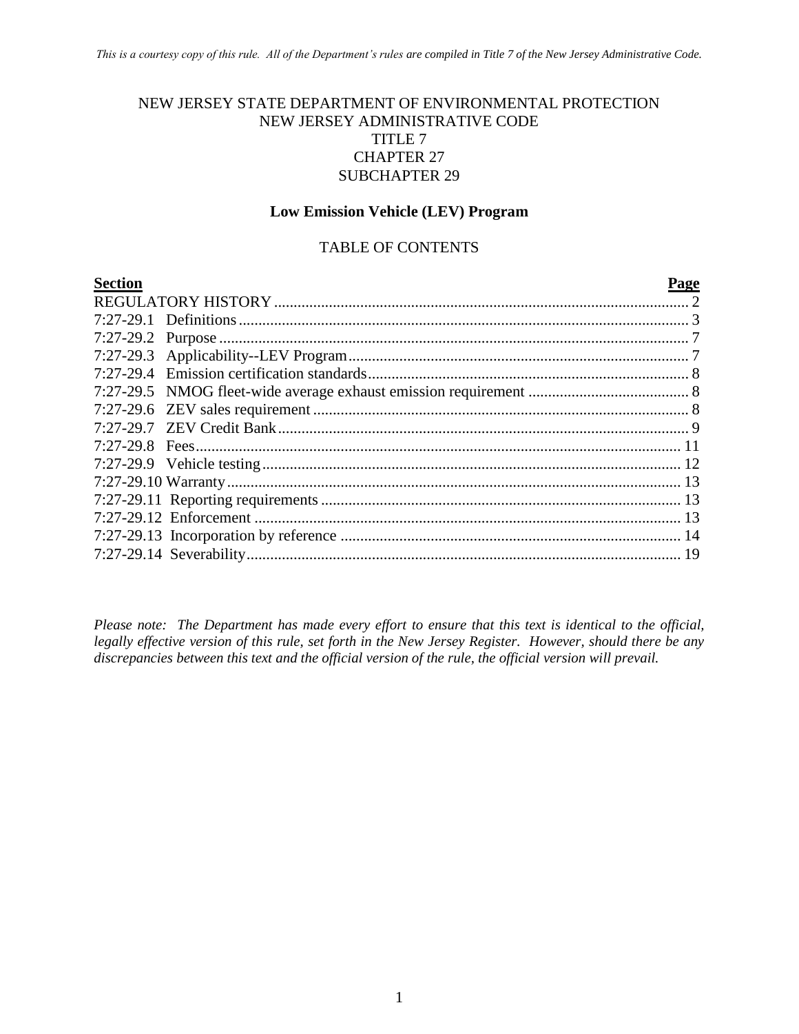*This is a courtesy copy of this rule. All of the Department's rules are compiled in Title 7 of the New Jersey Administrative Code.*

NEW JERSEY STATE DEPARTMENT OF ENVIRONMENTAL PROTECTION
NEW JERSEY ADMINISTRATIVE CODE
TITLE 7
CHAPTER 27
SUBCHAPTER 29

# Low Emission Vehicle (LEV) Program

## TABLE OF CONTENTS

| Section | Page |
| --- | --- |
| REGULATORY HISTORY | 2 |
| 7:27-29.1 Definitions | 3 |
| 7:27-29.2 Purpose | 7 |
| 7:27-29.3 Applicability--LEV Program | 7 |
| 7:27-29.4 Emission certification standards | 8 |
| 7:27-29.5 NMOG fleet-wide average exhaust emission requirement | 8 |
| 7:27-29.6 ZEV sales requirement | 8 |
| 7:27-29.7 ZEV Credit Bank | 9 |
| 7:27-29.8 Fees | 11 |
| 7:27-29.9 Vehicle testing | 12 |
| 7:27-29.10 Warranty | 13 |
| 7:27-29.11 Reporting requirements | 13 |
| 7:27-29.12 Enforcement | 13 |
| 7:27-29.13 Incorporation by reference | 14 |
| 7:27-29.14 Severability | 19 |

*Please note: The Department has made every effort to ensure that this text is identical to the official, legally effective version of this rule, set forth in the New Jersey Register. However, should there be any discrepancies between this text and the official version of the rule, the official version will prevail.*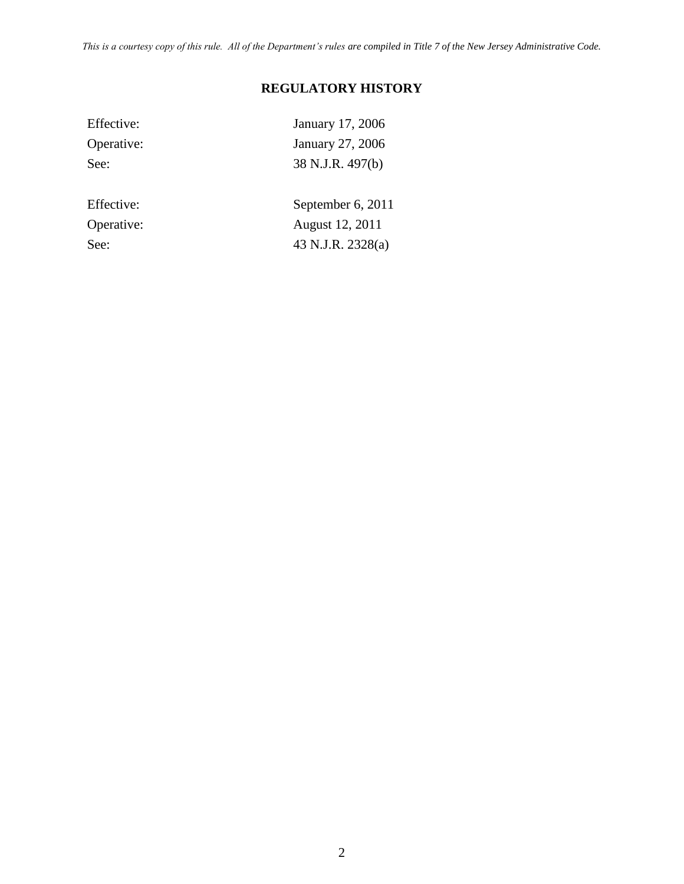## REGULATORY HISTORY

| | |
|---|---|
| Effective: | January 17, 2006 |
| Operative: | January 27, 2006 |
| See: | 38 N.J.R. 497(b) |
| | |
| Effective: | September 6, 2011 |
| Operative: | August 12, 2011 |
| See: | 43 N.J.R. 2328(a) |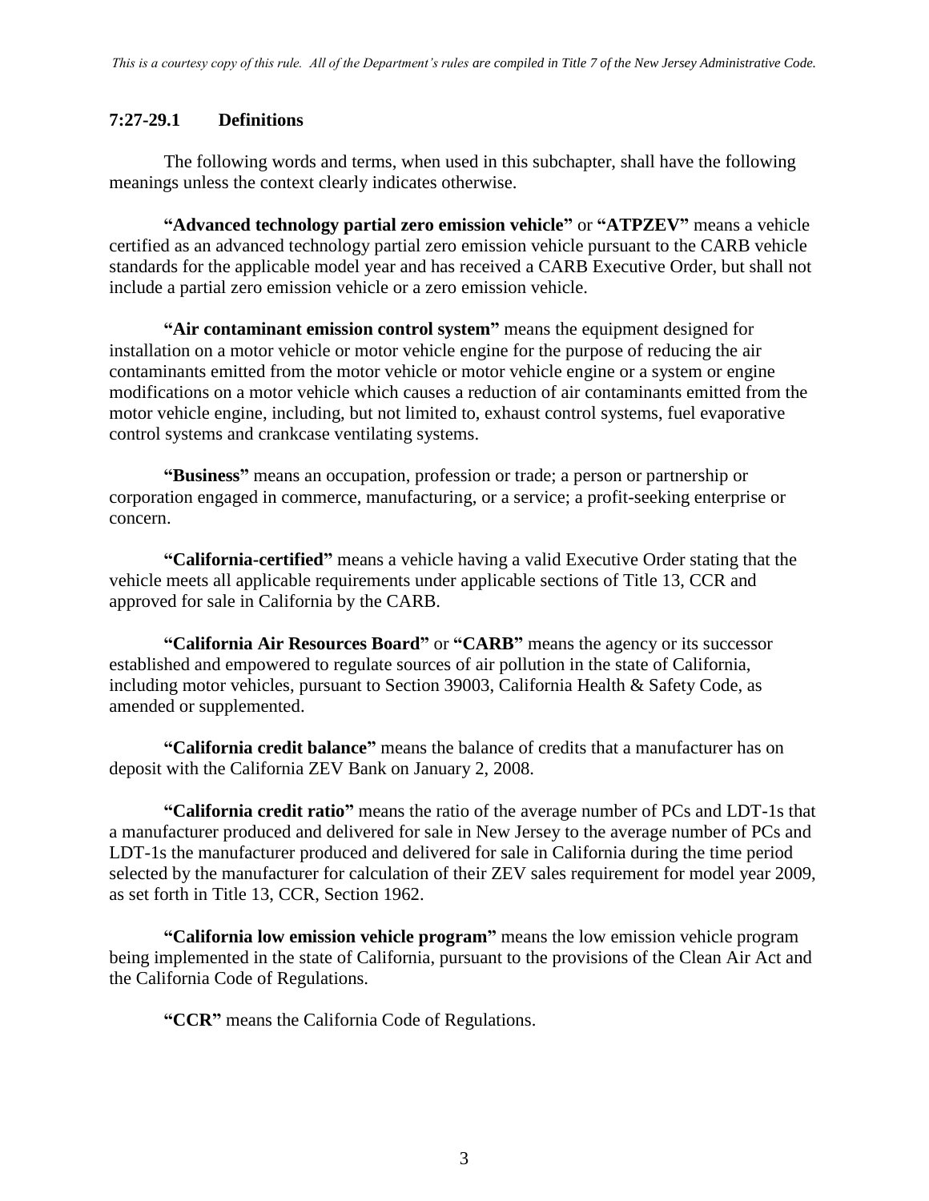### 7:27-29.1 Definitions

The following words and terms, when used in this subchapter, shall have the following meanings unless the context clearly indicates otherwise.

**"Advanced technology partial zero emission vehicle"** or **"ATPZEV"** means a vehicle certified as an advanced technology partial zero emission vehicle pursuant to the CARB vehicle standards for the applicable model year and has received a CARB Executive Order, but shall not include a partial zero emission vehicle or a zero emission vehicle.

**"Air contaminant emission control system"** means the equipment designed for installation on a motor vehicle or motor vehicle engine for the purpose of reducing the air contaminants emitted from the motor vehicle or motor vehicle engine or a system or engine modifications on a motor vehicle which causes a reduction of air contaminants emitted from the motor vehicle engine, including, but not limited to, exhaust control systems, fuel evaporative control systems and crankcase ventilating systems.

**"Business"** means an occupation, profession or trade; a person or partnership or corporation engaged in commerce, manufacturing, or a service; a profit-seeking enterprise or concern.

**"California-certified"** means a vehicle having a valid Executive Order stating that the vehicle meets all applicable requirements under applicable sections of Title 13, CCR and approved for sale in California by the CARB.

**"California Air Resources Board"** or **"CARB"** means the agency or its successor established and empowered to regulate sources of air pollution in the state of California, including motor vehicles, pursuant to Section 39003, California Health & Safety Code, as amended or supplemented.

**"California credit balance"** means the balance of credits that a manufacturer has on deposit with the California ZEV Bank on January 2, 2008.

**"California credit ratio"** means the ratio of the average number of PCs and LDT-1s that a manufacturer produced and delivered for sale in New Jersey to the average number of PCs and LDT-1s the manufacturer produced and delivered for sale in California during the time period selected by the manufacturer for calculation of their ZEV sales requirement for model year 2009, as set forth in Title 13, CCR, Section 1962.

**"California low emission vehicle program"** means the low emission vehicle program being implemented in the state of California, pursuant to the provisions of the Clean Air Act and the California Code of Regulations.

**"CCR"** means the California Code of Regulations.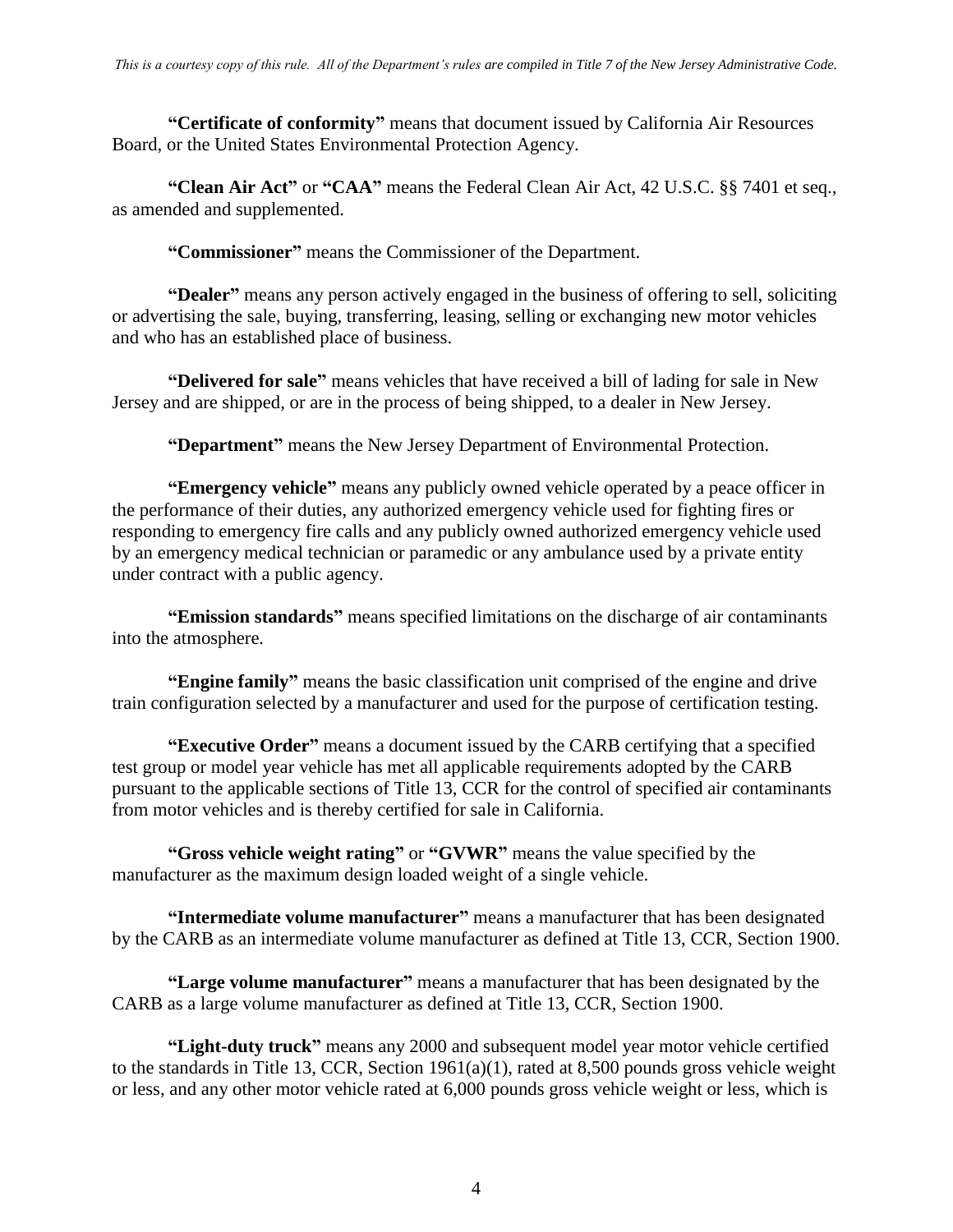**"Certificate of conformity"** means that document issued by California Air Resources Board, or the United States Environmental Protection Agency.

**"Clean Air Act"** or **"CAA"** means the Federal Clean Air Act, 42 U.S.C. §§ 7401 et seq., as amended and supplemented.

**"Commissioner"** means the Commissioner of the Department.

**"Dealer"** means any person actively engaged in the business of offering to sell, soliciting or advertising the sale, buying, transferring, leasing, selling or exchanging new motor vehicles and who has an established place of business.

**"Delivered for sale"** means vehicles that have received a bill of lading for sale in New Jersey and are shipped, or are in the process of being shipped, to a dealer in New Jersey.

**"Department"** means the New Jersey Department of Environmental Protection.

**"Emergency vehicle"** means any publicly owned vehicle operated by a peace officer in the performance of their duties, any authorized emergency vehicle used for fighting fires or responding to emergency fire calls and any publicly owned authorized emergency vehicle used by an emergency medical technician or paramedic or any ambulance used by a private entity under contract with a public agency.

**"Emission standards"** means specified limitations on the discharge of air contaminants into the atmosphere.

**"Engine family"** means the basic classification unit comprised of the engine and drive train configuration selected by a manufacturer and used for the purpose of certification testing.

**"Executive Order"** means a document issued by the CARB certifying that a specified test group or model year vehicle has met all applicable requirements adopted by the CARB pursuant to the applicable sections of Title 13, CCR for the control of specified air contaminants from motor vehicles and is thereby certified for sale in California.

**"Gross vehicle weight rating"** or **"GVWR"** means the value specified by the manufacturer as the maximum design loaded weight of a single vehicle.

**"Intermediate volume manufacturer"** means a manufacturer that has been designated by the CARB as an intermediate volume manufacturer as defined at Title 13, CCR, Section 1900.

**"Large volume manufacturer"** means a manufacturer that has been designated by the CARB as a large volume manufacturer as defined at Title 13, CCR, Section 1900.

**"Light-duty truck"** means any 2000 and subsequent model year motor vehicle certified to the standards in Title 13, CCR, Section 1961(a)(1), rated at 8,500 pounds gross vehicle weight or less, and any other motor vehicle rated at 6,000 pounds gross vehicle weight or less, which is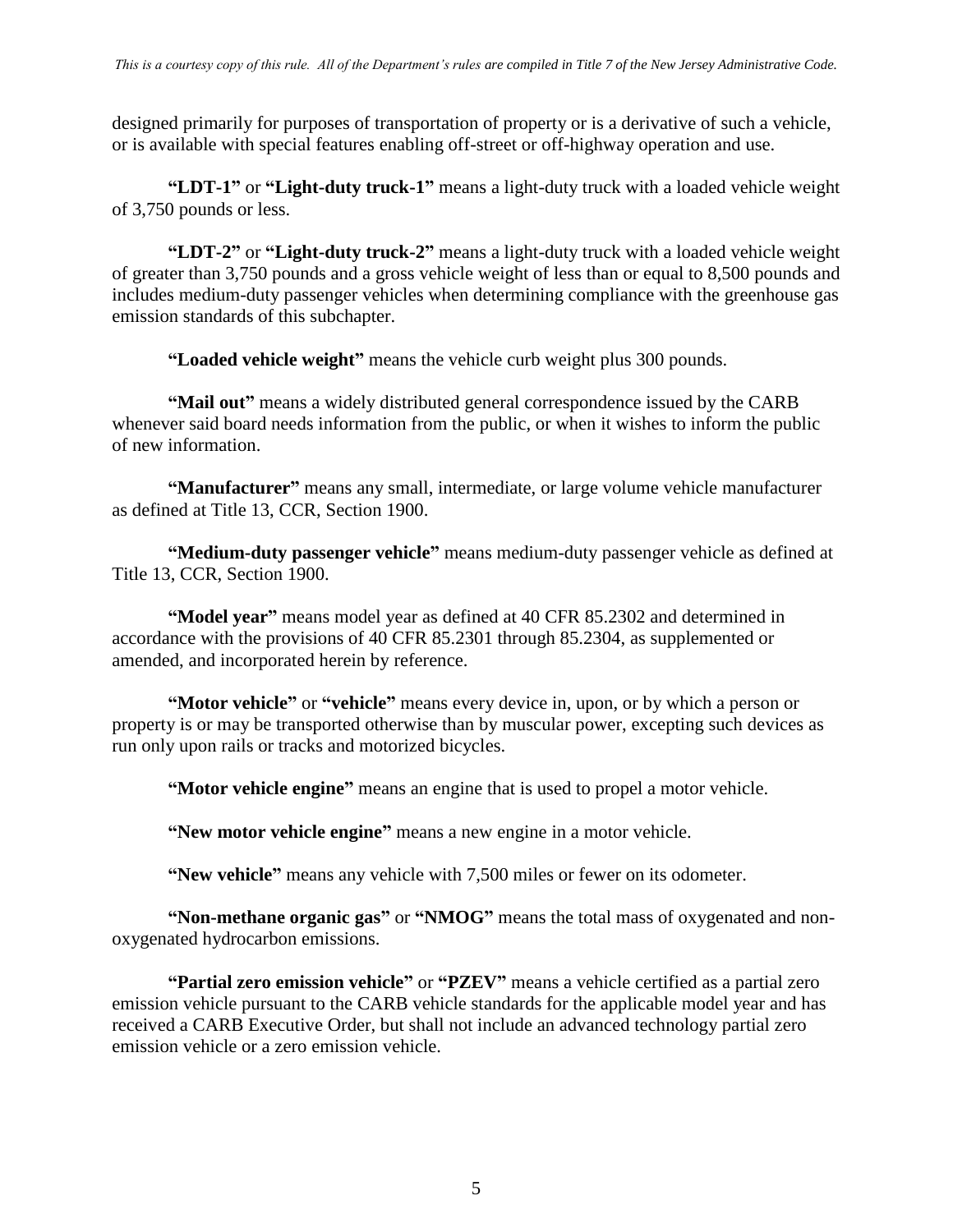designed primarily for purposes of transportation of property or is a derivative of such a vehicle, or is available with special features enabling off-street or off-highway operation and use.

**"LDT-1"** or **"Light-duty truck-1"** means a light-duty truck with a loaded vehicle weight of 3,750 pounds or less.

**"LDT-2"** or **"Light-duty truck-2"** means a light-duty truck with a loaded vehicle weight of greater than 3,750 pounds and a gross vehicle weight of less than or equal to 8,500 pounds and includes medium-duty passenger vehicles when determining compliance with the greenhouse gas emission standards of this subchapter.

**"Loaded vehicle weight"** means the vehicle curb weight plus 300 pounds.

**"Mail out"** means a widely distributed general correspondence issued by the CARB whenever said board needs information from the public, or when it wishes to inform the public of new information.

**"Manufacturer"** means any small, intermediate, or large volume vehicle manufacturer as defined at Title 13, CCR, Section 1900.

**"Medium-duty passenger vehicle"** means medium-duty passenger vehicle as defined at Title 13, CCR, Section 1900.

**"Model year"** means model year as defined at 40 CFR 85.2302 and determined in accordance with the provisions of 40 CFR 85.2301 through 85.2304, as supplemented or amended, and incorporated herein by reference.

**"Motor vehicle"** or **"vehicle"** means every device in, upon, or by which a person or property is or may be transported otherwise than by muscular power, excepting such devices as run only upon rails or tracks and motorized bicycles.

**"Motor vehicle engine"** means an engine that is used to propel a motor vehicle.

**"New motor vehicle engine"** means a new engine in a motor vehicle.

**"New vehicle"** means any vehicle with 7,500 miles or fewer on its odometer.

**"Non-methane organic gas"** or **"NMOG"** means the total mass of oxygenated and non-oxygenated hydrocarbon emissions.

**"Partial zero emission vehicle"** or **"PZEV"** means a vehicle certified as a partial zero emission vehicle pursuant to the CARB vehicle standards for the applicable model year and has received a CARB Executive Order, but shall not include an advanced technology partial zero emission vehicle or a zero emission vehicle.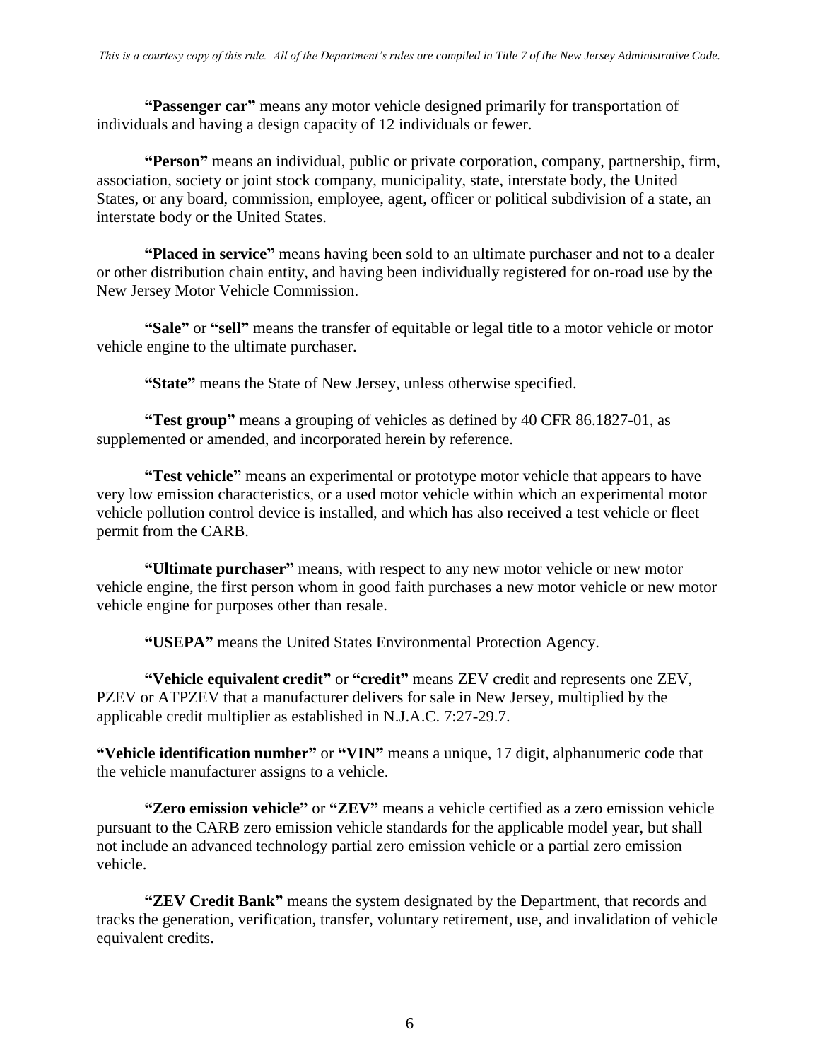**"Passenger car"** means any motor vehicle designed primarily for transportation of individuals and having a design capacity of 12 individuals or fewer.

**"Person"** means an individual, public or private corporation, company, partnership, firm, association, society or joint stock company, municipality, state, interstate body, the United States, or any board, commission, employee, agent, officer or political subdivision of a state, an interstate body or the United States.

**"Placed in service"** means having been sold to an ultimate purchaser and not to a dealer or other distribution chain entity, and having been individually registered for on-road use by the New Jersey Motor Vehicle Commission.

**"Sale"** or **"sell"** means the transfer of equitable or legal title to a motor vehicle or motor vehicle engine to the ultimate purchaser.

**"State"** means the State of New Jersey, unless otherwise specified.

**"Test group"** means a grouping of vehicles as defined by 40 CFR 86.1827-01, as supplemented or amended, and incorporated herein by reference.

**"Test vehicle"** means an experimental or prototype motor vehicle that appears to have very low emission characteristics, or a used motor vehicle within which an experimental motor vehicle pollution control device is installed, and which has also received a test vehicle or fleet permit from the CARB.

**"Ultimate purchaser"** means, with respect to any new motor vehicle or new motor vehicle engine, the first person whom in good faith purchases a new motor vehicle or new motor vehicle engine for purposes other than resale.

**"USEPA"** means the United States Environmental Protection Agency.

**"Vehicle equivalent credit"** or **"credit"** means ZEV credit and represents one ZEV, PZEV or ATPZEV that a manufacturer delivers for sale in New Jersey, multiplied by the applicable credit multiplier as established in N.J.A.C. 7:27-29.7.

**"Vehicle identification number"** or **"VIN"** means a unique, 17 digit, alphanumeric code that the vehicle manufacturer assigns to a vehicle.

**"Zero emission vehicle"** or **"ZEV"** means a vehicle certified as a zero emission vehicle pursuant to the CARB zero emission vehicle standards for the applicable model year, but shall not include an advanced technology partial zero emission vehicle or a partial zero emission vehicle.

**"ZEV Credit Bank"** means the system designated by the Department, that records and tracks the generation, verification, transfer, voluntary retirement, use, and invalidation of vehicle equivalent credits.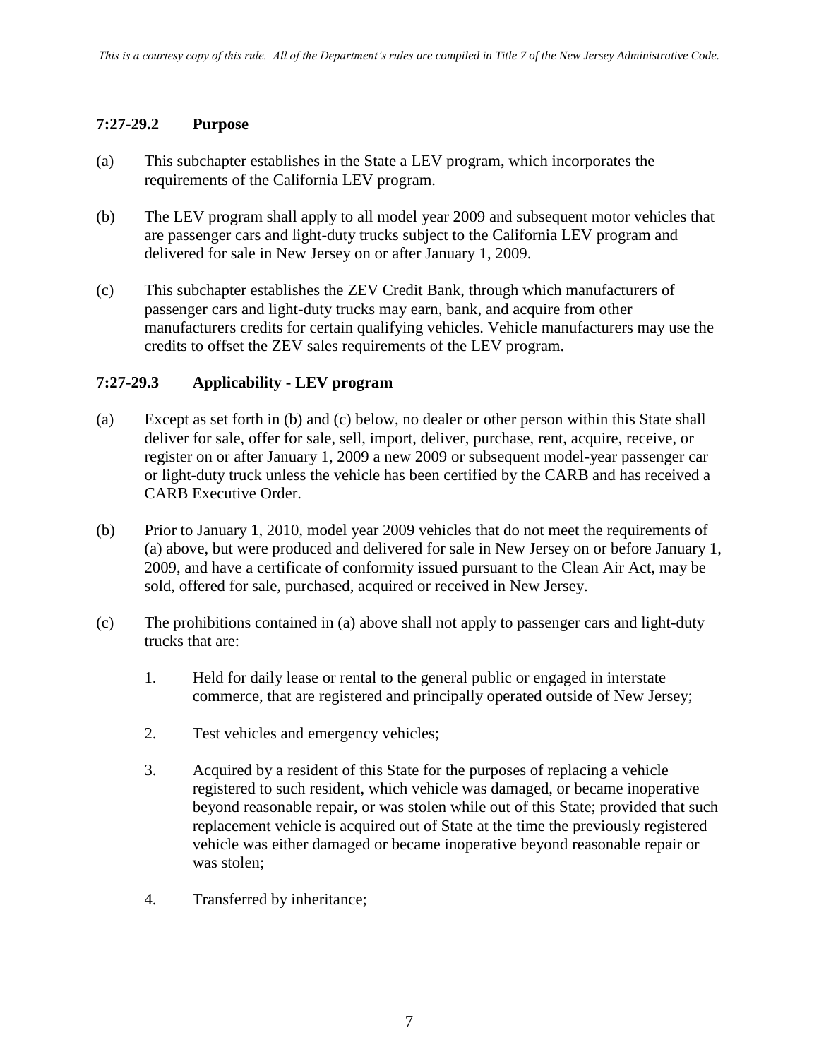## 7:27-29.2 Purpose

(a) This subchapter establishes in the State a LEV program, which incorporates the requirements of the California LEV program.

(b) The LEV program shall apply to all model year 2009 and subsequent motor vehicles that are passenger cars and light-duty trucks subject to the California LEV program and delivered for sale in New Jersey on or after January 1, 2009.

(c) This subchapter establishes the ZEV Credit Bank, through which manufacturers of passenger cars and light-duty trucks may earn, bank, and acquire from other manufacturers credits for certain qualifying vehicles. Vehicle manufacturers may use the credits to offset the ZEV sales requirements of the LEV program.

## 7:27-29.3 Applicability - LEV program

(a) Except as set forth in (b) and (c) below, no dealer or other person within this State shall deliver for sale, offer for sale, sell, import, deliver, purchase, rent, acquire, receive, or register on or after January 1, 2009 a new 2009 or subsequent model-year passenger car or light-duty truck unless the vehicle has been certified by the CARB and has received a CARB Executive Order.

(b) Prior to January 1, 2010, model year 2009 vehicles that do not meet the requirements of (a) above, but were produced and delivered for sale in New Jersey on or before January 1, 2009, and have a certificate of conformity issued pursuant to the Clean Air Act, may be sold, offered for sale, purchased, acquired or received in New Jersey.

(c) The prohibitions contained in (a) above shall not apply to passenger cars and light-duty trucks that are:

1. Held for daily lease or rental to the general public or engaged in interstate commerce, that are registered and principally operated outside of New Jersey;

2. Test vehicles and emergency vehicles;

3. Acquired by a resident of this State for the purposes of replacing a vehicle registered to such resident, which vehicle was damaged, or became inoperative beyond reasonable repair, or was stolen while out of this State; provided that such replacement vehicle is acquired out of State at the time the previously registered vehicle was either damaged or became inoperative beyond reasonable repair or was stolen;

4. Transferred by inheritance;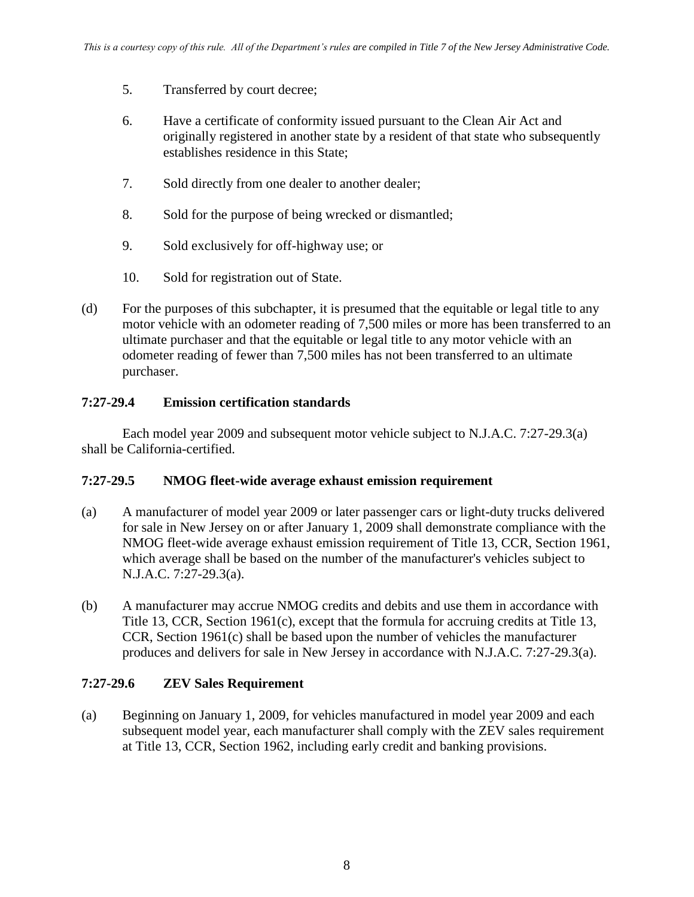5. Transferred by court decree;

6. Have a certificate of conformity issued pursuant to the Clean Air Act and originally registered in another state by a resident of that state who subsequently establishes residence in this State;

7. Sold directly from one dealer to another dealer;

8. Sold for the purpose of being wrecked or dismantled;

9. Sold exclusively for off-highway use; or

10. Sold for registration out of State.

(d) For the purposes of this subchapter, it is presumed that the equitable or legal title to any motor vehicle with an odometer reading of 7,500 miles or more has been transferred to an ultimate purchaser and that the equitable or legal title to any motor vehicle with an odometer reading of fewer than 7,500 miles has not been transferred to an ultimate purchaser.

### 7:27-29.4 Emission certification standards

Each model year 2009 and subsequent motor vehicle subject to N.J.A.C. 7:27-29.3(a) shall be California-certified.

### 7:27-29.5 NMOG fleet-wide average exhaust emission requirement

(a) A manufacturer of model year 2009 or later passenger cars or light-duty trucks delivered for sale in New Jersey on or after January 1, 2009 shall demonstrate compliance with the NMOG fleet-wide average exhaust emission requirement of Title 13, CCR, Section 1961, which average shall be based on the number of the manufacturer's vehicles subject to N.J.A.C. 7:27-29.3(a).

(b) A manufacturer may accrue NMOG credits and debits and use them in accordance with Title 13, CCR, Section 1961(c), except that the formula for accruing credits at Title 13, CCR, Section 1961(c) shall be based upon the number of vehicles the manufacturer produces and delivers for sale in New Jersey in accordance with N.J.A.C. 7:27-29.3(a).

### 7:27-29.6 ZEV Sales Requirement

(a) Beginning on January 1, 2009, for vehicles manufactured in model year 2009 and each subsequent model year, each manufacturer shall comply with the ZEV sales requirement at Title 13, CCR, Section 1962, including early credit and banking provisions.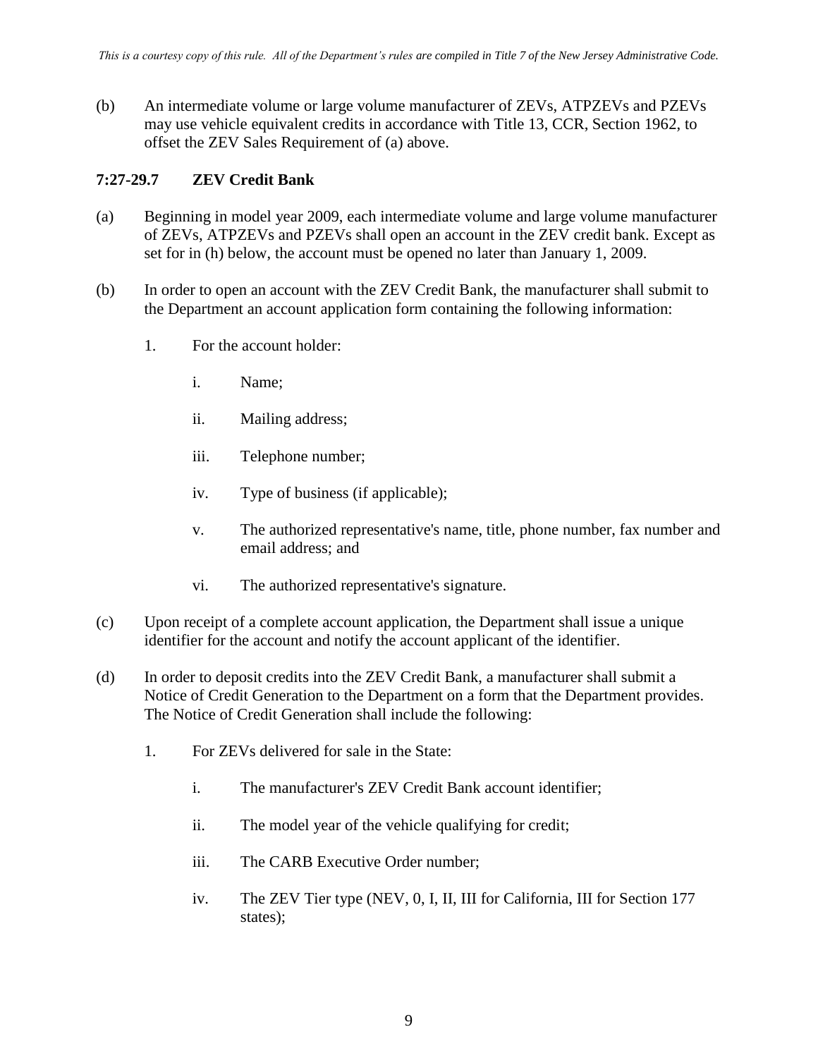(b) An intermediate volume or large volume manufacturer of ZEVs, ATPZEVs and PZEVs may use vehicle equivalent credits in accordance with Title 13, CCR, Section 1962, to offset the ZEV Sales Requirement of (a) above.

### 7:27-29.7 ZEV Credit Bank

(a) Beginning in model year 2009, each intermediate volume and large volume manufacturer of ZEVs, ATPZEVs and PZEVs shall open an account in the ZEV credit bank. Except as set for in (h) below, the account must be opened no later than January 1, 2009.

(b) In order to open an account with the ZEV Credit Bank, the manufacturer shall submit to the Department an account application form containing the following information:

1. For the account holder:

   i. Name;

   ii. Mailing address;

   iii. Telephone number;

   iv. Type of business (if applicable);

   v. The authorized representative's name, title, phone number, fax number and email address; and

   vi. The authorized representative's signature.

(c) Upon receipt of a complete account application, the Department shall issue a unique identifier for the account and notify the account applicant of the identifier.

(d) In order to deposit credits into the ZEV Credit Bank, a manufacturer shall submit a Notice of Credit Generation to the Department on a form that the Department provides. The Notice of Credit Generation shall include the following:

1. For ZEVs delivered for sale in the State:

   i. The manufacturer's ZEV Credit Bank account identifier;

   ii. The model year of the vehicle qualifying for credit;

   iii. The CARB Executive Order number;

   iv. The ZEV Tier type (NEV, 0, I, II, III for California, III for Section 177 states);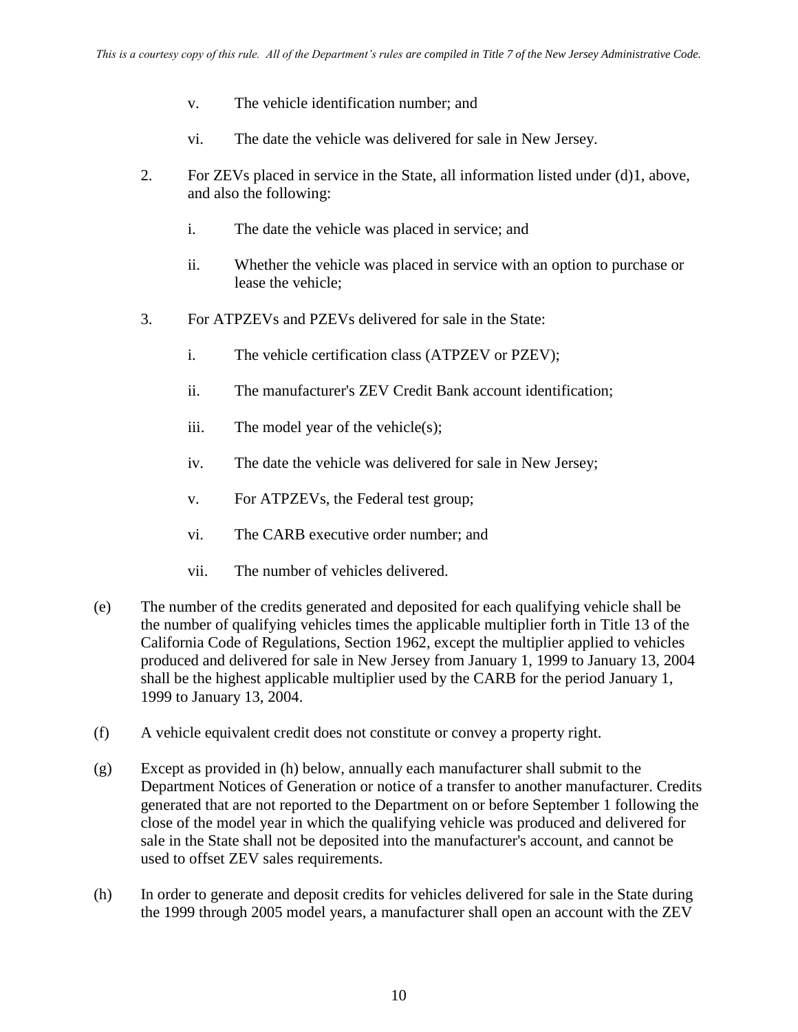v. The vehicle identification number; and

vi. The date the vehicle was delivered for sale in New Jersey.

2. For ZEVs placed in service in the State, all information listed under (d)1, above, and also the following:

   i. The date the vehicle was placed in service; and

   ii. Whether the vehicle was placed in service with an option to purchase or lease the vehicle;

3. For ATPZEVs and PZEVs delivered for sale in the State:

   i. The vehicle certification class (ATPZEV or PZEV);

   ii. The manufacturer's ZEV Credit Bank account identification;

   iii. The model year of the vehicle(s);

   iv. The date the vehicle was delivered for sale in New Jersey;

   v. For ATPZEVs, the Federal test group;

   vi. The CARB executive order number; and

   vii. The number of vehicles delivered.

(e) The number of the credits generated and deposited for each qualifying vehicle shall be the number of qualifying vehicles times the applicable multiplier forth in Title 13 of the California Code of Regulations, Section 1962, except the multiplier applied to vehicles produced and delivered for sale in New Jersey from January 1, 1999 to January 13, 2004 shall be the highest applicable multiplier used by the CARB for the period January 1, 1999 to January 13, 2004.

(f) A vehicle equivalent credit does not constitute or convey a property right.

(g) Except as provided in (h) below, annually each manufacturer shall submit to the Department Notices of Generation or notice of a transfer to another manufacturer. Credits generated that are not reported to the Department on or before September 1 following the close of the model year in which the qualifying vehicle was produced and delivered for sale in the State shall not be deposited into the manufacturer's account, and cannot be used to offset ZEV sales requirements.

(h) In order to generate and deposit credits for vehicles delivered for sale in the State during the 1999 through 2005 model years, a manufacturer shall open an account with the ZEV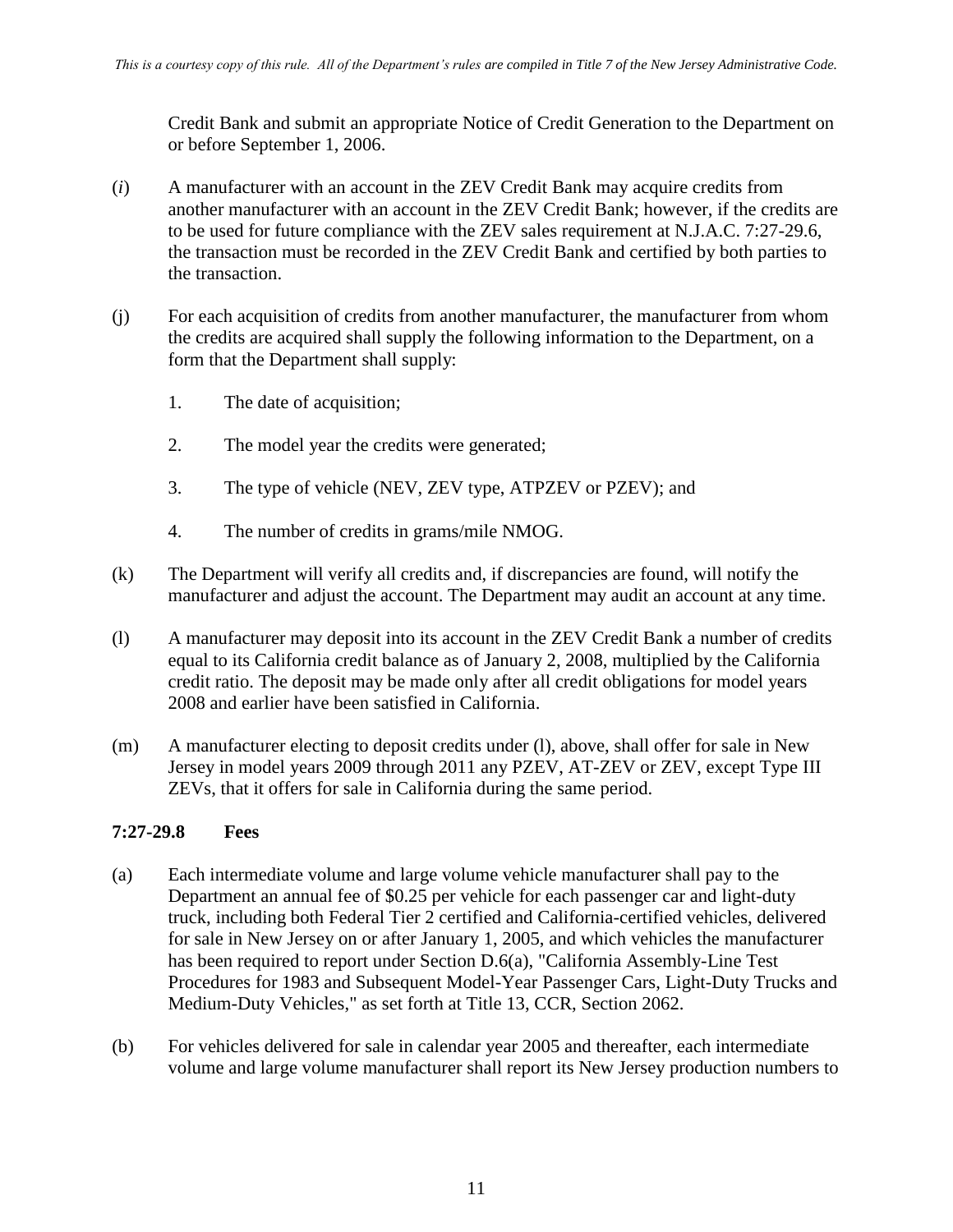Credit Bank and submit an appropriate Notice of Credit Generation to the Department on or before September 1, 2006.

(*i*) A manufacturer with an account in the ZEV Credit Bank may acquire credits from another manufacturer with an account in the ZEV Credit Bank; however, if the credits are to be used for future compliance with the ZEV sales requirement at N.J.A.C. 7:27-29.6, the transaction must be recorded in the ZEV Credit Bank and certified by both parties to the transaction.

(j) For each acquisition of credits from another manufacturer, the manufacturer from whom the credits are acquired shall supply the following information to the Department, on a form that the Department shall supply:

1. The date of acquisition;

2. The model year the credits were generated;

3. The type of vehicle (NEV, ZEV type, ATPZEV or PZEV); and

4. The number of credits in grams/mile NMOG.

(k) The Department will verify all credits and, if discrepancies are found, will notify the manufacturer and adjust the account. The Department may audit an account at any time.

(l) A manufacturer may deposit into its account in the ZEV Credit Bank a number of credits equal to its California credit balance as of January 2, 2008, multiplied by the California credit ratio. The deposit may be made only after all credit obligations for model years 2008 and earlier have been satisfied in California.

(m) A manufacturer electing to deposit credits under (l), above, shall offer for sale in New Jersey in model years 2009 through 2011 any PZEV, AT-ZEV or ZEV, except Type III ZEVs, that it offers for sale in California during the same period.

### 7:27-29.8 Fees

(a) Each intermediate volume and large volume vehicle manufacturer shall pay to the Department an annual fee of $0.25 per vehicle for each passenger car and light-duty truck, including both Federal Tier 2 certified and California-certified vehicles, delivered for sale in New Jersey on or after January 1, 2005, and which vehicles the manufacturer has been required to report under Section D.6(a), "California Assembly-Line Test Procedures for 1983 and Subsequent Model-Year Passenger Cars, Light-Duty Trucks and Medium-Duty Vehicles," as set forth at Title 13, CCR, Section 2062.

(b) For vehicles delivered for sale in calendar year 2005 and thereafter, each intermediate volume and large volume manufacturer shall report its New Jersey production numbers to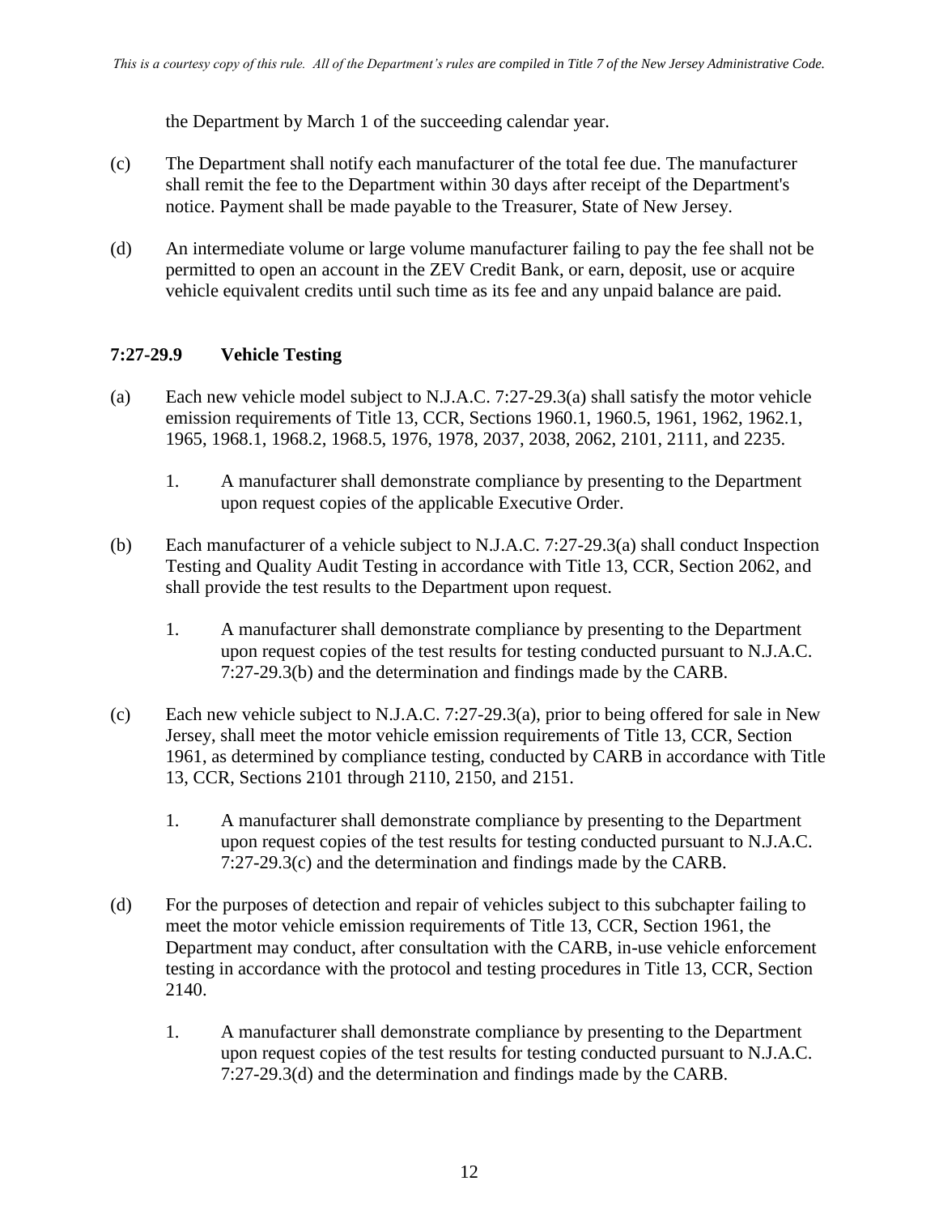the Department by March 1 of the succeeding calendar year.

(c) The Department shall notify each manufacturer of the total fee due. The manufacturer shall remit the fee to the Department within 30 days after receipt of the Department's notice. Payment shall be made payable to the Treasurer, State of New Jersey.

(d) An intermediate volume or large volume manufacturer failing to pay the fee shall not be permitted to open an account in the ZEV Credit Bank, or earn, deposit, use or acquire vehicle equivalent credits until such time as its fee and any unpaid balance are paid.

### 7:27-29.9 Vehicle Testing

(a) Each new vehicle model subject to N.J.A.C. 7:27-29.3(a) shall satisfy the motor vehicle emission requirements of Title 13, CCR, Sections 1960.1, 1960.5, 1961, 1962, 1962.1, 1965, 1968.1, 1968.2, 1968.5, 1976, 1978, 2037, 2038, 2062, 2101, 2111, and 2235.

1. A manufacturer shall demonstrate compliance by presenting to the Department upon request copies of the applicable Executive Order.

(b) Each manufacturer of a vehicle subject to N.J.A.C. 7:27-29.3(a) shall conduct Inspection Testing and Quality Audit Testing in accordance with Title 13, CCR, Section 2062, and shall provide the test results to the Department upon request.

1. A manufacturer shall demonstrate compliance by presenting to the Department upon request copies of the test results for testing conducted pursuant to N.J.A.C. 7:27-29.3(b) and the determination and findings made by the CARB.

(c) Each new vehicle subject to N.J.A.C. 7:27-29.3(a), prior to being offered for sale in New Jersey, shall meet the motor vehicle emission requirements of Title 13, CCR, Section 1961, as determined by compliance testing, conducted by CARB in accordance with Title 13, CCR, Sections 2101 through 2110, 2150, and 2151.

1. A manufacturer shall demonstrate compliance by presenting to the Department upon request copies of the test results for testing conducted pursuant to N.J.A.C. 7:27-29.3(c) and the determination and findings made by the CARB.

(d) For the purposes of detection and repair of vehicles subject to this subchapter failing to meet the motor vehicle emission requirements of Title 13, CCR, Section 1961, the Department may conduct, after consultation with the CARB, in-use vehicle enforcement testing in accordance with the protocol and testing procedures in Title 13, CCR, Section 2140.

1. A manufacturer shall demonstrate compliance by presenting to the Department upon request copies of the test results for testing conducted pursuant to N.J.A.C. 7:27-29.3(d) and the determination and findings made by the CARB.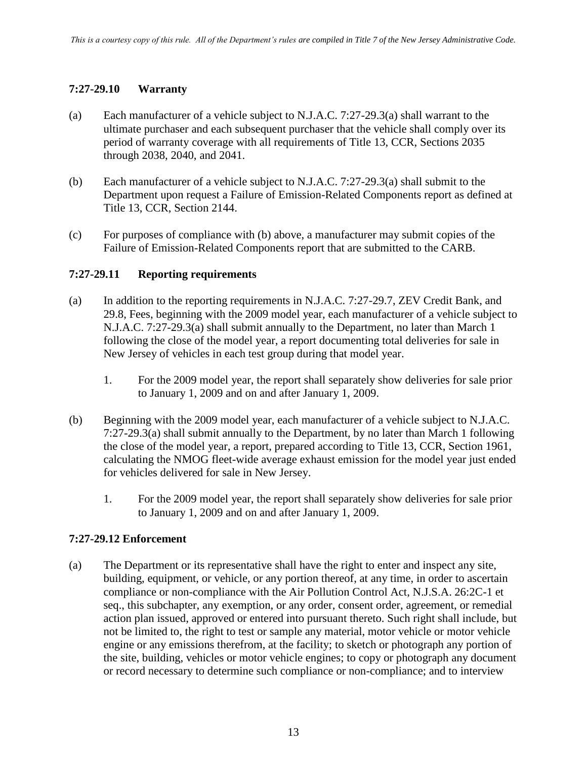### 7:27-29.10 Warranty

(a) Each manufacturer of a vehicle subject to N.J.A.C. 7:27-29.3(a) shall warrant to the ultimate purchaser and each subsequent purchaser that the vehicle shall comply over its period of warranty coverage with all requirements of Title 13, CCR, Sections 2035 through 2038, 2040, and 2041.

(b) Each manufacturer of a vehicle subject to N.J.A.C. 7:27-29.3(a) shall submit to the Department upon request a Failure of Emission-Related Components report as defined at Title 13, CCR, Section 2144.

(c) For purposes of compliance with (b) above, a manufacturer may submit copies of the Failure of Emission-Related Components report that are submitted to the CARB.

### 7:27-29.11 Reporting requirements

(a) In addition to the reporting requirements in N.J.A.C. 7:27-29.7, ZEV Credit Bank, and 29.8, Fees, beginning with the 2009 model year, each manufacturer of a vehicle subject to N.J.A.C. 7:27-29.3(a) shall submit annually to the Department, no later than March 1 following the close of the model year, a report documenting total deliveries for sale in New Jersey of vehicles in each test group during that model year.

   1. For the 2009 model year, the report shall separately show deliveries for sale prior to January 1, 2009 and on and after January 1, 2009.

(b) Beginning with the 2009 model year, each manufacturer of a vehicle subject to N.J.A.C. 7:27-29.3(a) shall submit annually to the Department, by no later than March 1 following the close of the model year, a report, prepared according to Title 13, CCR, Section 1961, calculating the NMOG fleet-wide average exhaust emission for the model year just ended for vehicles delivered for sale in New Jersey.

   1. For the 2009 model year, the report shall separately show deliveries for sale prior to January 1, 2009 and on and after January 1, 2009.

### 7:27-29.12 Enforcement

(a) The Department or its representative shall have the right to enter and inspect any site, building, equipment, or vehicle, or any portion thereof, at any time, in order to ascertain compliance or non-compliance with the Air Pollution Control Act, N.J.S.A. 26:2C-1 et seq., this subchapter, any exemption, or any order, consent order, agreement, or remedial action plan issued, approved or entered into pursuant thereto. Such right shall include, but not be limited to, the right to test or sample any material, motor vehicle or motor vehicle engine or any emissions therefrom, at the facility; to sketch or photograph any portion of the site, building, vehicles or motor vehicle engines; to copy or photograph any document or record necessary to determine such compliance or non-compliance; and to interview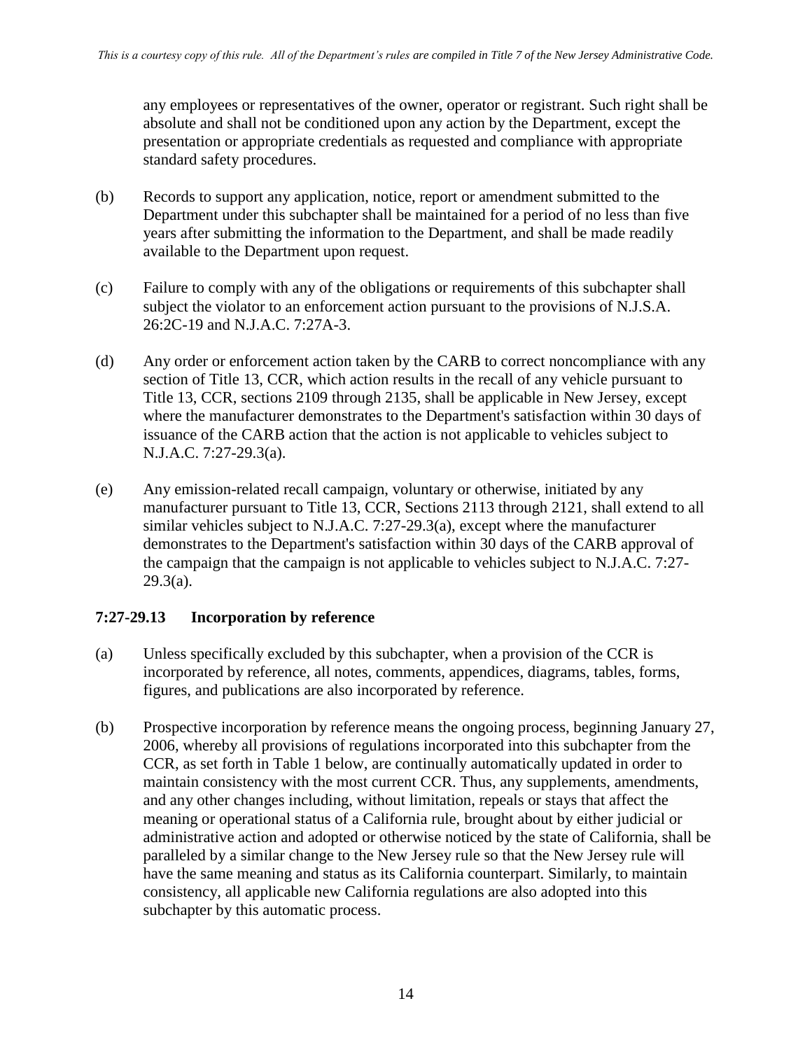any employees or representatives of the owner, operator or registrant. Such right shall be absolute and shall not be conditioned upon any action by the Department, except the presentation or appropriate credentials as requested and compliance with appropriate standard safety procedures.

(b) Records to support any application, notice, report or amendment submitted to the Department under this subchapter shall be maintained for a period of no less than five years after submitting the information to the Department, and shall be made readily available to the Department upon request.

(c) Failure to comply with any of the obligations or requirements of this subchapter shall subject the violator to an enforcement action pursuant to the provisions of N.J.S.A. 26:2C-19 and N.J.A.C. 7:27A-3.

(d) Any order or enforcement action taken by the CARB to correct noncompliance with any section of Title 13, CCR, which action results in the recall of any vehicle pursuant to Title 13, CCR, sections 2109 through 2135, shall be applicable in New Jersey, except where the manufacturer demonstrates to the Department's satisfaction within 30 days of issuance of the CARB action that the action is not applicable to vehicles subject to N.J.A.C. 7:27-29.3(a).

(e) Any emission-related recall campaign, voluntary or otherwise, initiated by any manufacturer pursuant to Title 13, CCR, Sections 2113 through 2121, shall extend to all similar vehicles subject to N.J.A.C. 7:27-29.3(a), except where the manufacturer demonstrates to the Department's satisfaction within 30 days of the CARB approval of the campaign that the campaign is not applicable to vehicles subject to N.J.A.C. 7:27-29.3(a).

### 7:27-29.13 Incorporation by reference

(a) Unless specifically excluded by this subchapter, when a provision of the CCR is incorporated by reference, all notes, comments, appendices, diagrams, tables, forms, figures, and publications are also incorporated by reference.

(b) Prospective incorporation by reference means the ongoing process, beginning January 27, 2006, whereby all provisions of regulations incorporated into this subchapter from the CCR, as set forth in Table 1 below, are continually automatically updated in order to maintain consistency with the most current CCR. Thus, any supplements, amendments, and any other changes including, without limitation, repeals or stays that affect the meaning or operational status of a California rule, brought about by either judicial or administrative action and adopted or otherwise noticed by the state of California, shall be paralleled by a similar change to the New Jersey rule so that the New Jersey rule will have the same meaning and status as its California counterpart. Similarly, to maintain consistency, all applicable new California regulations are also adopted into this subchapter by this automatic process.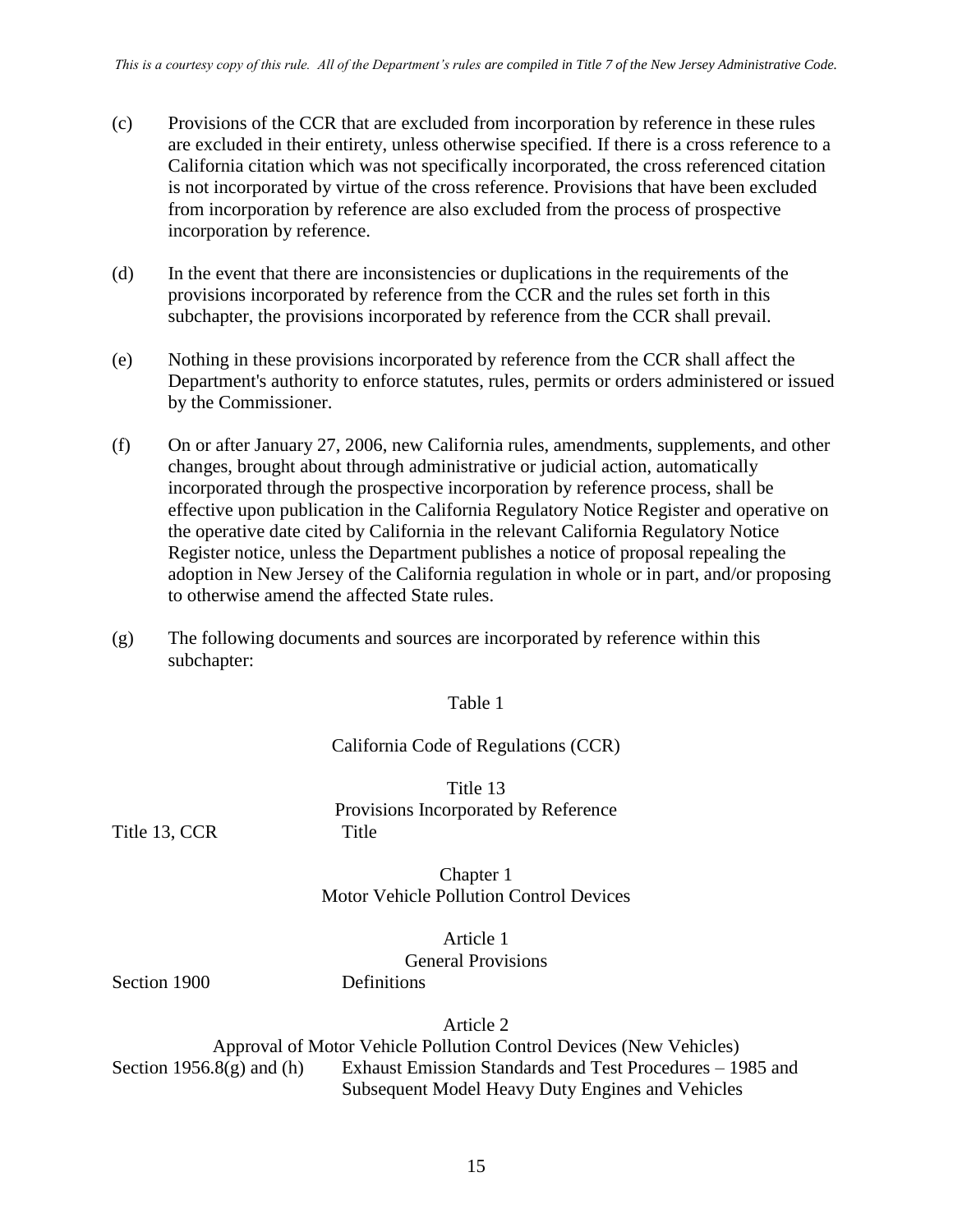(c) Provisions of the CCR that are excluded from incorporation by reference in these rules are excluded in their entirety, unless otherwise specified. If there is a cross reference to a California citation which was not specifically incorporated, the cross referenced citation is not incorporated by virtue of the cross reference. Provisions that have been excluded from incorporation by reference are also excluded from the process of prospective incorporation by reference.

(d) In the event that there are inconsistencies or duplications in the requirements of the provisions incorporated by reference from the CCR and the rules set forth in this subchapter, the provisions incorporated by reference from the CCR shall prevail.

(e) Nothing in these provisions incorporated by reference from the CCR shall affect the Department's authority to enforce statutes, rules, permits or orders administered or issued by the Commissioner.

(f) On or after January 27, 2006, new California rules, amendments, supplements, and other changes, brought about through administrative or judicial action, automatically incorporated through the prospective incorporation by reference process, shall be effective upon publication in the California Regulatory Notice Register and operative on the operative date cited by California in the relevant California Regulatory Notice Register notice, unless the Department publishes a notice of proposal repealing the adoption in New Jersey of the California regulation in whole or in part, and/or proposing to otherwise amend the affected State rules.

(g) The following documents and sources are incorporated by reference within this subchapter:

Table 1

California Code of Regulations (CCR)

Title 13
Provisions Incorporated by Reference

| Title 13, CCR | Title |
|---|---|
| | **Chapter 1**<br>**Motor Vehicle Pollution Control Devices** |
| | **Article 1**<br>**General Provisions** |
| Section 1900 | Definitions |
| | **Article 2**<br>**Approval of Motor Vehicle Pollution Control Devices (New Vehicles)** |
| Section 1956.8(g) and (h) | Exhaust Emission Standards and Test Procedures – 1985 and Subsequent Model Heavy Duty Engines and Vehicles |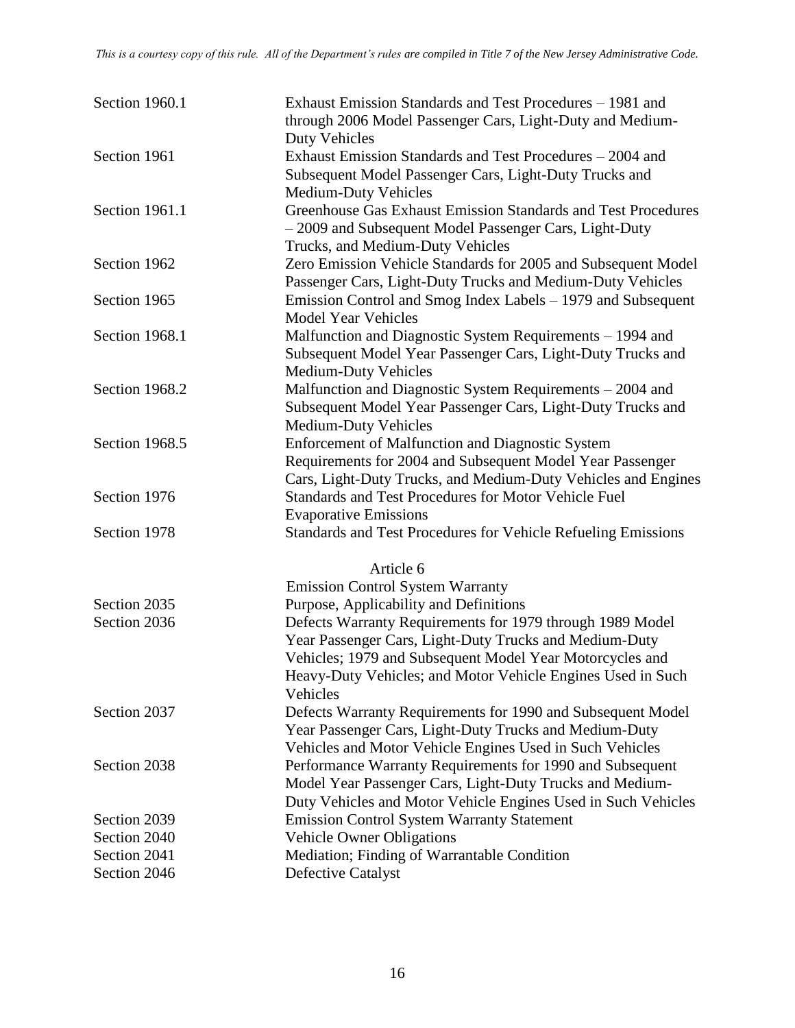| | |
|---|---|
| Section 1960.1 | Exhaust Emission Standards and Test Procedures – 1981 and through 2006 Model Passenger Cars, Light-Duty and Medium-Duty Vehicles |
| Section 1961 | Exhaust Emission Standards and Test Procedures – 2004 and Subsequent Model Passenger Cars, Light-Duty Trucks and Medium-Duty Vehicles |
| Section 1961.1 | Greenhouse Gas Exhaust Emission Standards and Test Procedures – 2009 and Subsequent Model Passenger Cars, Light-Duty Trucks, and Medium-Duty Vehicles |
| Section 1962 | Zero Emission Vehicle Standards for 2005 and Subsequent Model Passenger Cars, Light-Duty Trucks and Medium-Duty Vehicles |
| Section 1965 | Emission Control and Smog Index Labels – 1979 and Subsequent Model Year Vehicles |
| Section 1968.1 | Malfunction and Diagnostic System Requirements – 1994 and Subsequent Model Year Passenger Cars, Light-Duty Trucks and Medium-Duty Vehicles |
| Section 1968.2 | Malfunction and Diagnostic System Requirements – 2004 and Subsequent Model Year Passenger Cars, Light-Duty Trucks and Medium-Duty Vehicles |
| Section 1968.5 | Enforcement of Malfunction and Diagnostic System Requirements for 2004 and Subsequent Model Year Passenger Cars, Light-Duty Trucks, and Medium-Duty Vehicles and Engines |
| Section 1976 | Standards and Test Procedures for Motor Vehicle Fuel Evaporative Emissions |
| Section 1978 | Standards and Test Procedures for Vehicle Refueling Emissions |
| | Article 6 |
| | Emission Control System Warranty |
| Section 2035 | Purpose, Applicability and Definitions |
| Section 2036 | Defects Warranty Requirements for 1979 through 1989 Model Year Passenger Cars, Light-Duty Trucks and Medium-Duty Vehicles; 1979 and Subsequent Model Year Motorcycles and Heavy-Duty Vehicles; and Motor Vehicle Engines Used in Such Vehicles |
| Section 2037 | Defects Warranty Requirements for 1990 and Subsequent Model Year Passenger Cars, Light-Duty Trucks and Medium-Duty Vehicles and Motor Vehicle Engines Used in Such Vehicles |
| Section 2038 | Performance Warranty Requirements for 1990 and Subsequent Model Year Passenger Cars, Light-Duty Trucks and Medium-Duty Vehicles and Motor Vehicle Engines Used in Such Vehicles |
| Section 2039 | Emission Control System Warranty Statement |
| Section 2040 | Vehicle Owner Obligations |
| Section 2041 | Mediation; Finding of Warrantable Condition |
| Section 2046 | Defective Catalyst |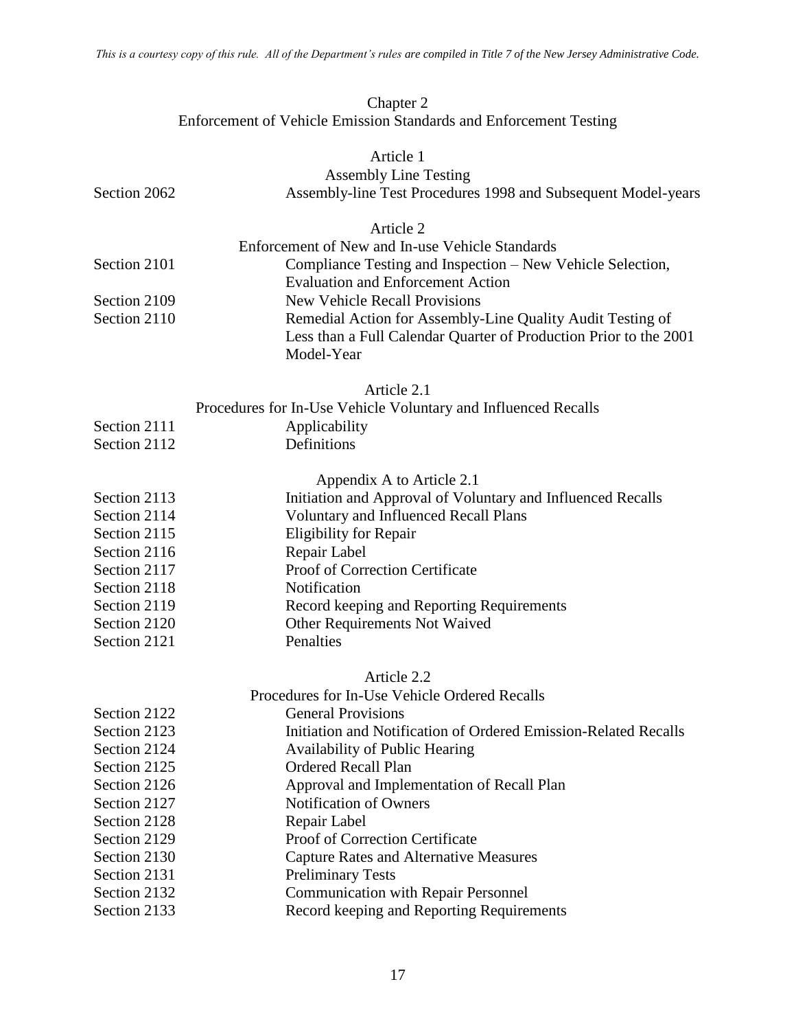*This is a courtesy copy of this rule. All of the Department's rules are compiled in Title 7 of the New Jersey Administrative Code.*

## Chapter 2
## Enforcement of Vehicle Emission Standards and Enforcement Testing

### Article 1
### Assembly Line Testing

| | |
|---|---|
| Section 2062 | Assembly-line Test Procedures 1998 and Subsequent Model-years |

### Article 2
### Enforcement of New and In-use Vehicle Standards

| | |
|---|---|
| Section 2101 | Compliance Testing and Inspection – New Vehicle Selection, Evaluation and Enforcement Action |
| Section 2109 | New Vehicle Recall Provisions |
| Section 2110 | Remedial Action for Assembly-Line Quality Audit Testing of Less than a Full Calendar Quarter of Production Prior to the 2001 Model-Year |

### Article 2.1
### Procedures for In-Use Vehicle Voluntary and Influenced Recalls

| | |
|---|---|
| Section 2111 | Applicability |
| Section 2112 | Definitions |

### Appendix A to Article 2.1

| | |
|---|---|
| Section 2113 | Initiation and Approval of Voluntary and Influenced Recalls |
| Section 2114 | Voluntary and Influenced Recall Plans |
| Section 2115 | Eligibility for Repair |
| Section 2116 | Repair Label |
| Section 2117 | Proof of Correction Certificate |
| Section 2118 | Notification |
| Section 2119 | Record keeping and Reporting Requirements |
| Section 2120 | Other Requirements Not Waived |
| Section 2121 | Penalties |

### Article 2.2
### Procedures for In-Use Vehicle Ordered Recalls

| | |
|---|---|
| Section 2122 | General Provisions |
| Section 2123 | Initiation and Notification of Ordered Emission-Related Recalls |
| Section 2124 | Availability of Public Hearing |
| Section 2125 | Ordered Recall Plan |
| Section 2126 | Approval and Implementation of Recall Plan |
| Section 2127 | Notification of Owners |
| Section 2128 | Repair Label |
| Section 2129 | Proof of Correction Certificate |
| Section 2130 | Capture Rates and Alternative Measures |
| Section 2131 | Preliminary Tests |
| Section 2132 | Communication with Repair Personnel |
| Section 2133 | Record keeping and Reporting Requirements |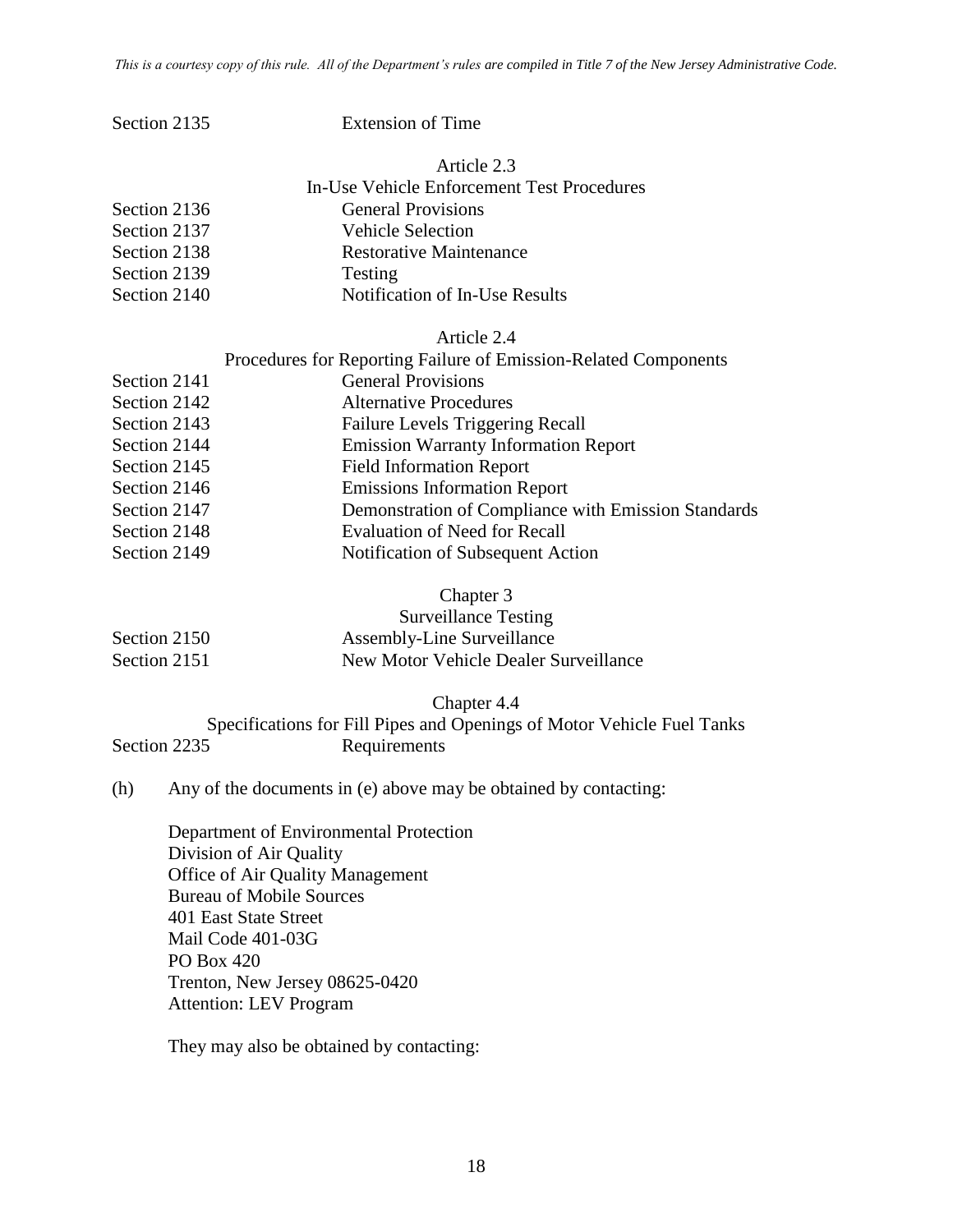| | |
|---|---|
| Section 2135 | Extension of Time |
| | **Article 2.3** |
| | **In-Use Vehicle Enforcement Test Procedures** |
| Section 2136 | General Provisions |
| Section 2137 | Vehicle Selection |
| Section 2138 | Restorative Maintenance |
| Section 2139 | Testing |
| Section 2140 | Notification of In-Use Results |
| | **Article 2.4** |
| | **Procedures for Reporting Failure of Emission-Related Components** |
| Section 2141 | General Provisions |
| Section 2142 | Alternative Procedures |
| Section 2143 | Failure Levels Triggering Recall |
| Section 2144 | Emission Warranty Information Report |
| Section 2145 | Field Information Report |
| Section 2146 | Emissions Information Report |
| Section 2147 | Demonstration of Compliance with Emission Standards |
| Section 2148 | Evaluation of Need for Recall |
| Section 2149 | Notification of Subsequent Action |
| | **Chapter 3** |
| | **Surveillance Testing** |
| Section 2150 | Assembly-Line Surveillance |
| Section 2151 | New Motor Vehicle Dealer Surveillance |
| | **Chapter 4.4** |
| | **Specifications for Fill Pipes and Openings of Motor Vehicle Fuel Tanks** |
| Section 2235 | Requirements |

(h) Any of the documents in (e) above may be obtained by contacting:

Department of Environmental Protection
Division of Air Quality
Office of Air Quality Management
Bureau of Mobile Sources
401 East State Street
Mail Code 401-03G
PO Box 420
Trenton, New Jersey 08625-0420
Attention: LEV Program

They may also be obtained by contacting: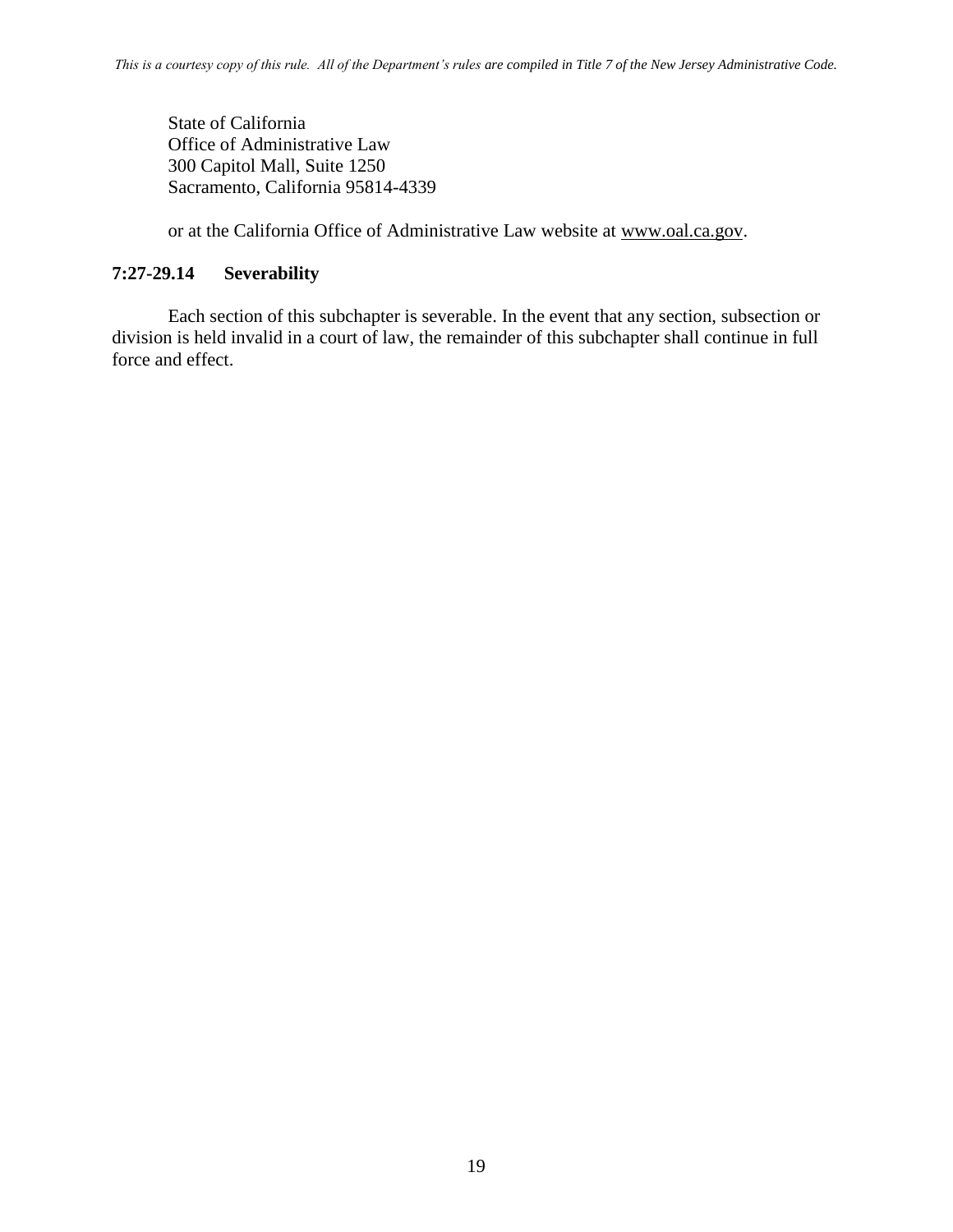State of California
Office of Administrative Law
300 Capitol Mall, Suite 1250
Sacramento, California 95814-4339

or at the California Office of Administrative Law website at www.oal.ca.gov.

### 7:27-29.14 Severability

Each section of this subchapter is severable. In the event that any section, subsection or division is held invalid in a court of law, the remainder of this subchapter shall continue in full force and effect.